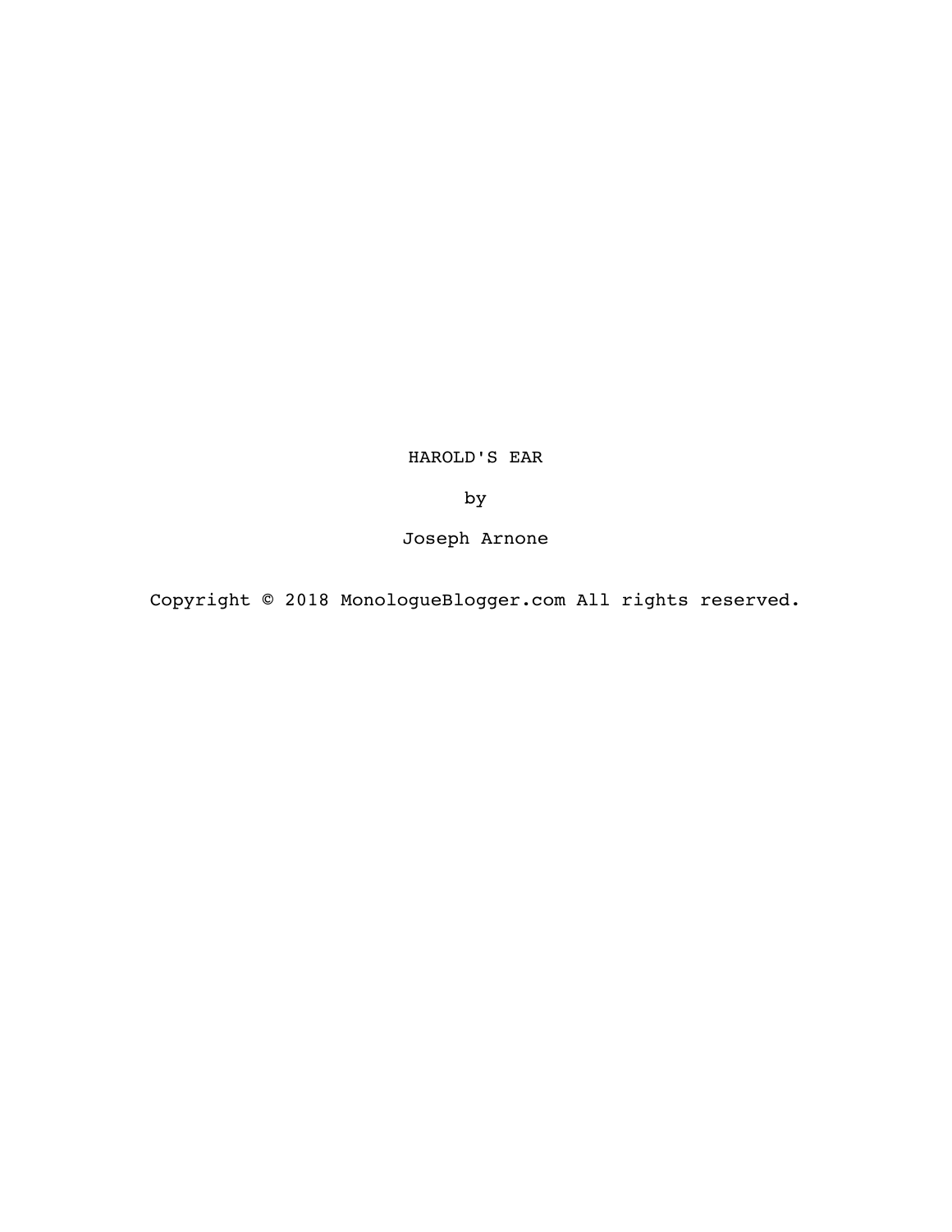# HAROLD'S EAR

by

Joseph Arnone

Copyright © 2018 MonologueBlogger.com All rights reserved.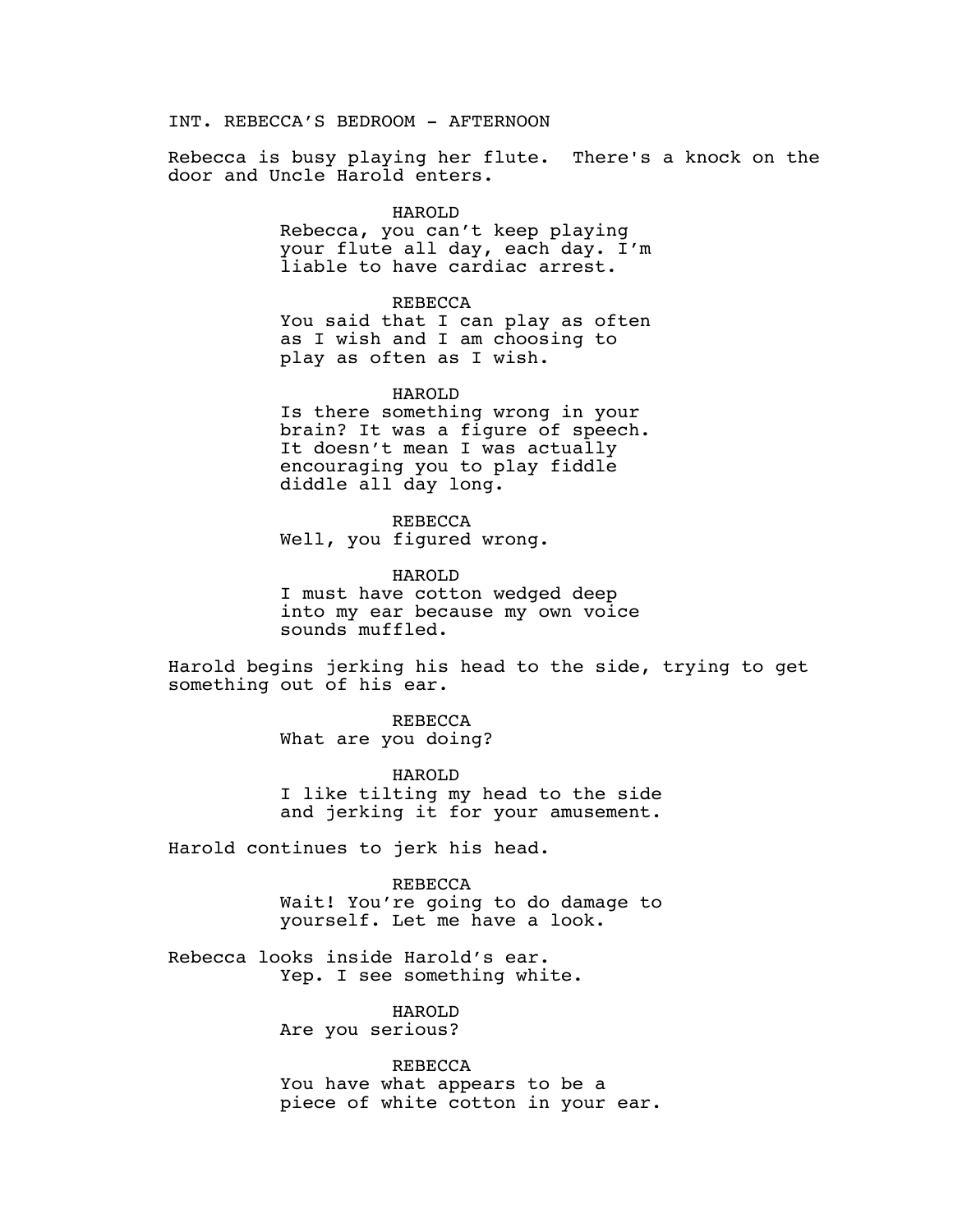INT. REBECCA'S BEDROOM - AFTERNOON

Rebecca is busy playing her flute. There's a knock on the door and Uncle Harold enters.

HAROLD
Rebecca, you can't keep playing your flute all day, each day. I'm liable to have cardiac arrest.

REBECCA
You said that I can play as often as I wish and I am choosing to play as often as I wish.

HAROLD
Is there something wrong in your brain? It was a figure of speech. It doesn't mean I was actually encouraging you to play fiddle diddle all day long.

REBECCA
Well, you figured wrong.

HAROLD
I must have cotton wedged deep into my ear because my own voice sounds muffled.

Harold begins jerking his head to the side, trying to get something out of his ear.

REBECCA
What are you doing?

HAROLD
I like tilting my head to the side and jerking it for your amusement.

Harold continues to jerk his head.

REBECCA
Wait! You're going to do damage to yourself. Let me have a look.

Rebecca looks inside Harold's ear.
Yep. I see something white.

HAROLD
Are you serious?

REBECCA
You have what appears to be a piece of white cotton in your ear.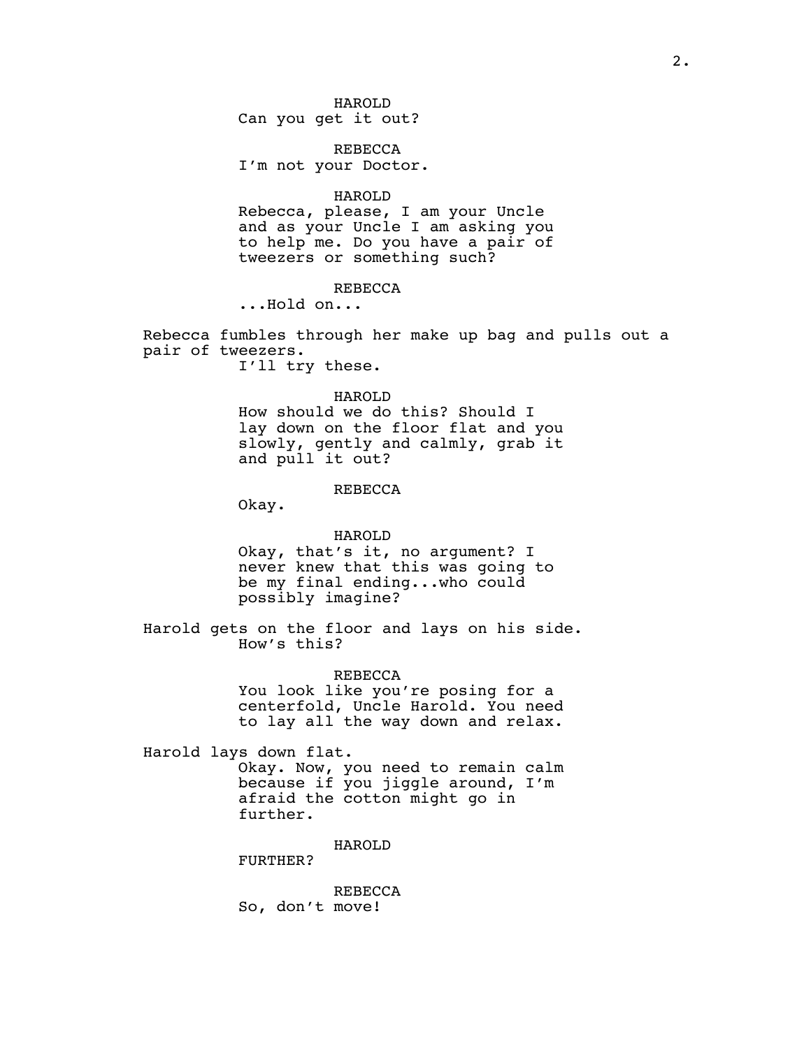HAROLD
Can you get it out?

REBECCA
I'm not your Doctor.

HAROLD
Rebecca, please, I am your Uncle and as your Uncle I am asking you to help me. Do you have a pair of tweezers or something such?

REBECCA
...Hold on...

Rebecca fumbles through her make up bag and pulls out a pair of tweezers.

I'll try these.

HAROLD
How should we do this? Should I lay down on the floor flat and you slowly, gently and calmly, grab it and pull it out?

REBECCA
Okay.

HAROLD
Okay, that's it, no argument? I never knew that this was going to be my final ending...who could possibly imagine?

Harold gets on the floor and lays on his side.

How's this?

REBECCA
You look like you're posing for a centerfold, Uncle Harold. You need to lay all the way down and relax.

Harold lays down flat.

Okay. Now, you need to remain calm because if you jiggle around, I'm afraid the cotton might go in further.

HAROLD
FURTHER?

REBECCA
So, don't move!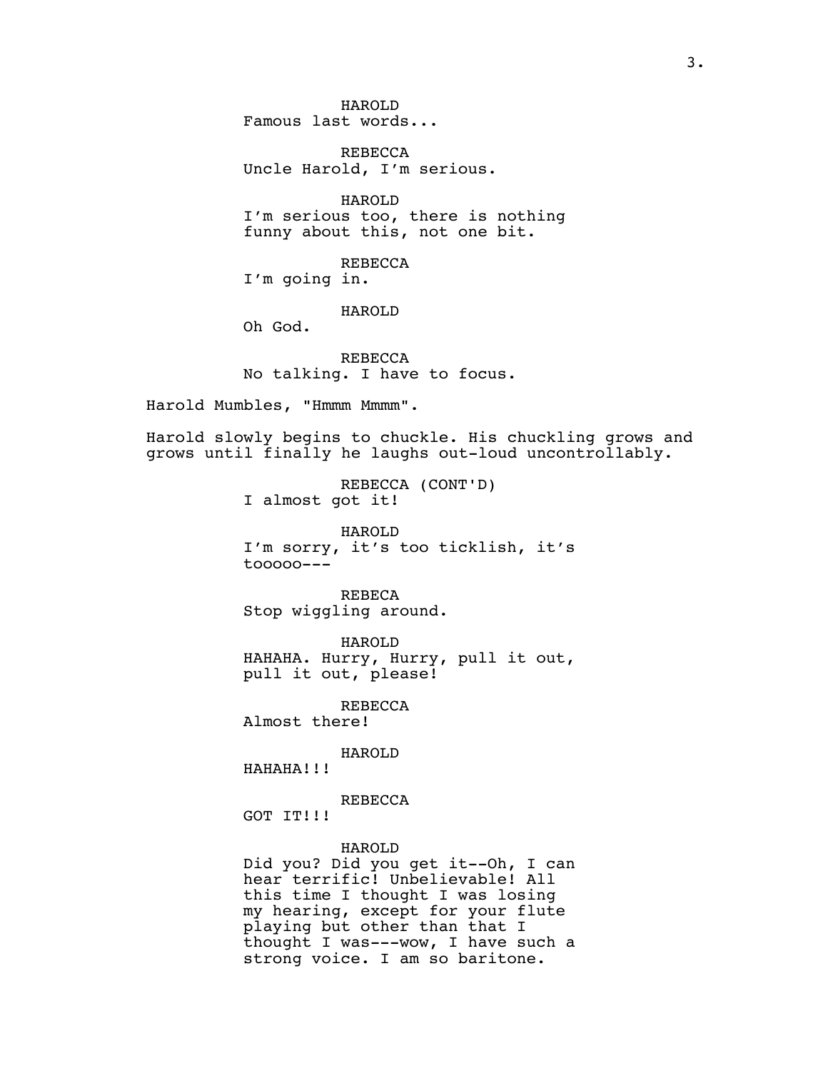HAROLD
Famous last words...

REBECCA
Uncle Harold, I'm serious.

HAROLD
I'm serious too, there is nothing funny about this, not one bit.

REBECCA
I'm going in.

HAROLD
Oh God.

REBECCA
No talking. I have to focus.

Harold Mumbles, "Hmmm Mmmm".

Harold slowly begins to chuckle. His chuckling grows and grows until finally he laughs out-loud uncontrollably.

REBECCA (CONT'D)
I almost got it!

HAROLD
I'm sorry, it's too ticklish, it's tooooo---

REBECA
Stop wiggling around.

HAROLD
HAHAHA. Hurry, Hurry, pull it out, pull it out, please!

REBECCA
Almost there!

HAROLD
HAHAHA!!!

REBECCA
GOT IT!!!

HAROLD
Did you? Did you get it--Oh, I can hear terrific! Unbelievable! All this time I thought I was losing my hearing, except for your flute playing but other than that I thought I was---wow, I have such a strong voice. I am so baritone.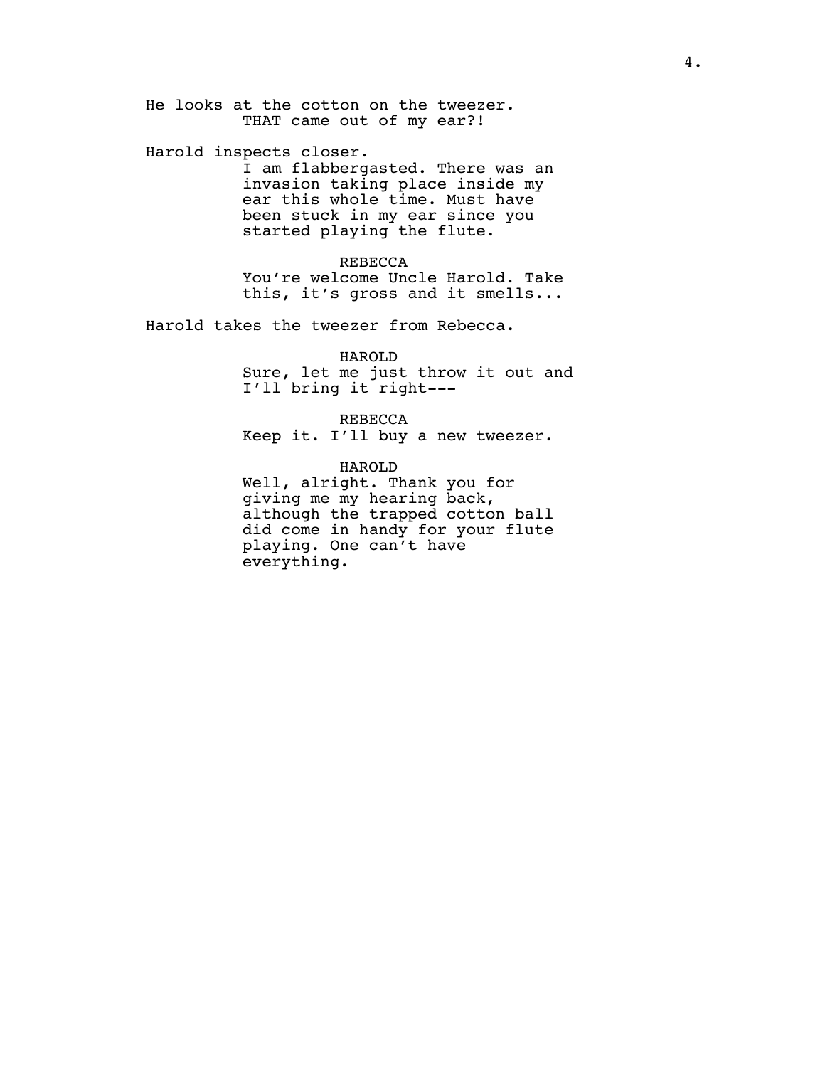He looks at the cotton on the tweezer.

THAT came out of my ear?!

Harold inspects closer.

I am flabbergasted. There was an invasion taking place inside my ear this whole time. Must have been stuck in my ear since you started playing the flute.

REBECCA

You're welcome Uncle Harold. Take this, it's gross and it smells...

Harold takes the tweezer from Rebecca.

HAROLD

Sure, let me just throw it out and I'll bring it right---

REBECCA

Keep it. I'll buy a new tweezer.

HAROLD

Well, alright. Thank you for giving me my hearing back, although the trapped cotton ball did come in handy for your flute playing. One can't have everything.